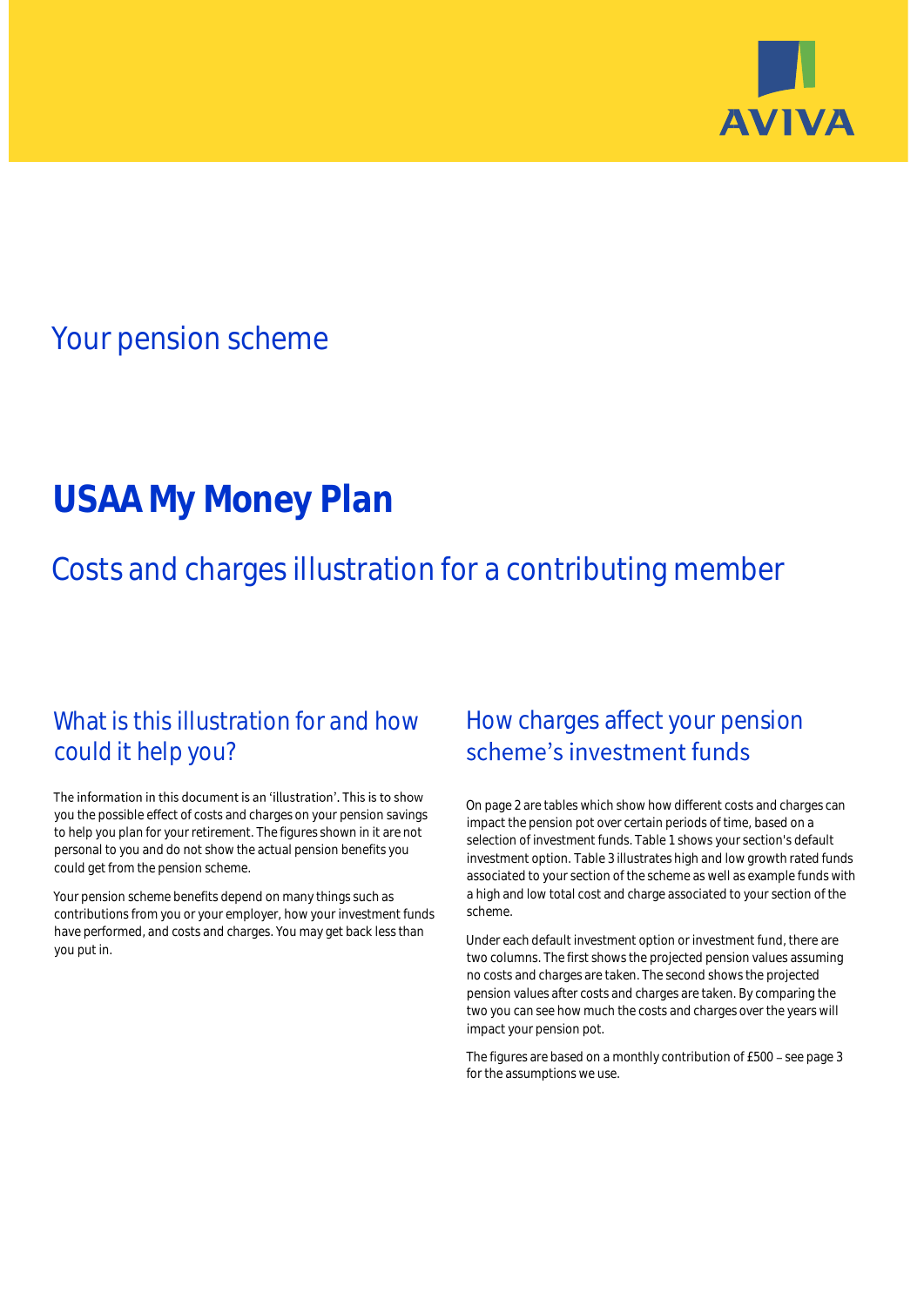AVIVA

## Your pension scheme

# USAA My Money Plan

## Costs and charges illustration for a contributing member

### What is this illustration for and how could it help you?

The information in this document is an 'illustration'. This is to show you the possible effect of costs and charges on your pension savings to help you plan for your retirement. The figures shown in it are not personal to you and do not show the actual pension benefits you could get from the pension scheme.

Your pension scheme benefits depend on many things such as contributions from you or your employer, how your investment funds have performed, and costs and charges. You may get back less than you put in.

### How charges affect your pension scheme's investment funds

On page 2 are tables which show how different costs and charges can impact the pension pot over certain periods of time, based on a selection of investment funds. Table 1 shows your section's default investment option. Table 3 illustrates high and low growth rated funds associated to your section of the scheme as well as example funds with a high and low total cost and charge associated to your section of the scheme.

Under each default investment option or investment fund, there are two columns. The first shows the projected pension values assuming no costs and charges are taken. The second shows the projected pension values after costs and charges are taken. By comparing the two you can see how much the costs and charges over the years will impact your pension pot.

The figures are based on a monthly contribution of £500 – see page 3 for the assumptions we use.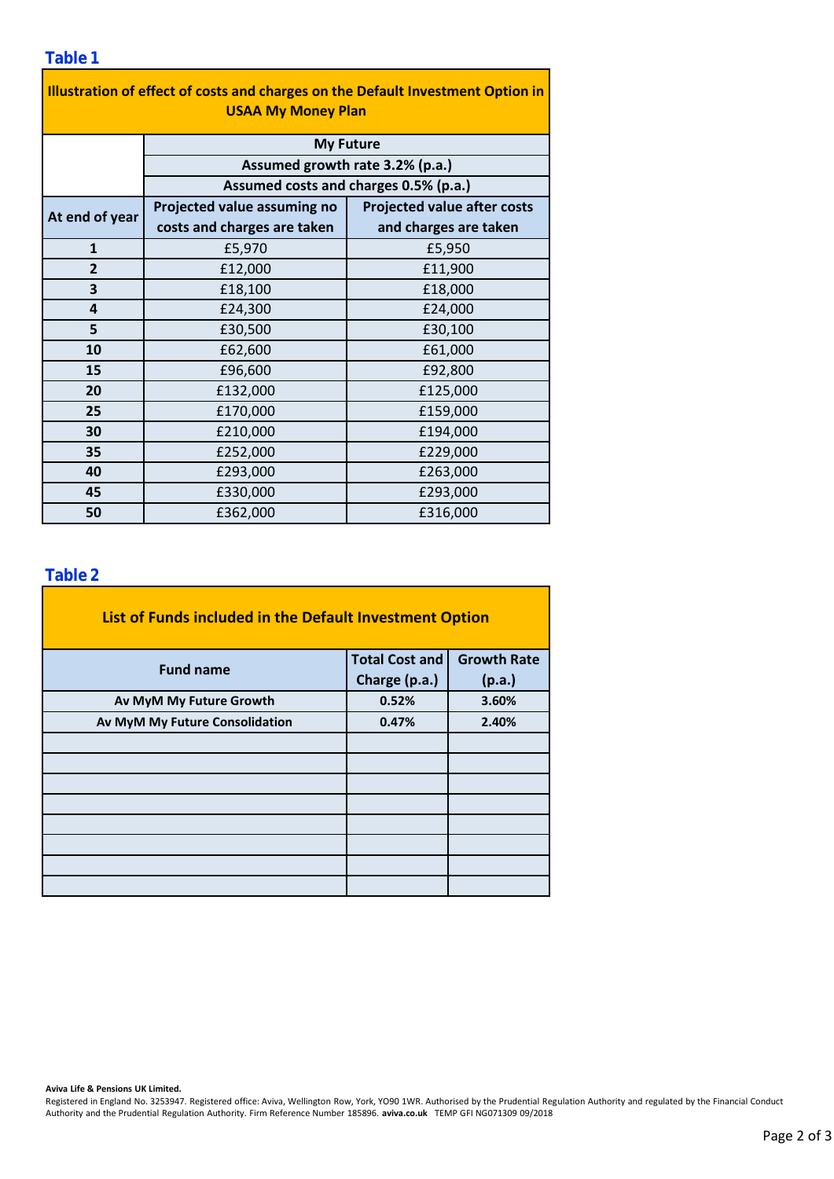## Table 1

| Illustration of effect of costs and charges on the Default Investment Option in USAA My Money Plan | | |
|---|---|---|
| | My Future | |
| | Assumed growth rate 3.2% (p.a.) | |
| | Assumed costs and charges 0.5% (p.a.) | |
| At end of year | Projected value assuming no costs and charges are taken | Projected value after costs and charges are taken |
| 1 | £5,970 | £5,950 |
| 2 | £12,000 | £11,900 |
| 3 | £18,100 | £18,000 |
| 4 | £24,300 | £24,000 |
| 5 | £30,500 | £30,100 |
| 10 | £62,600 | £61,000 |
| 15 | £96,600 | £92,800 |
| 20 | £132,000 | £125,000 |
| 25 | £170,000 | £159,000 |
| 30 | £210,000 | £194,000 |
| 35 | £252,000 | £229,000 |
| 40 | £293,000 | £263,000 |
| 45 | £330,000 | £293,000 |
| 50 | £362,000 | £316,000 |

## Table 2

| List of Funds included in the Default Investment Option | | |
|---|---|---|
| Fund name | Total Cost and Charge (p.a.) | Growth Rate (p.a.) |
| Av MyM My Future Growth | 0.52% | 3.60% |
| Av MyM My Future Consolidation | 0.47% | 2.40% |
| | | |
| | | |
| | | |
| | | |
| | | |
| | | |
| | | |
| | | |

**Aviva Life & Pensions UK Limited.**
Registered in England No. 3253947. Registered office: Aviva, Wellington Row, York, YO90 1WR. Authorised by the Prudential Regulation Authority and regulated by the Financial Conduct Authority and the Prudential Regulation Authority. Firm Reference Number 185896. **aviva.co.uk** TEMP GFI NG071309 09/2018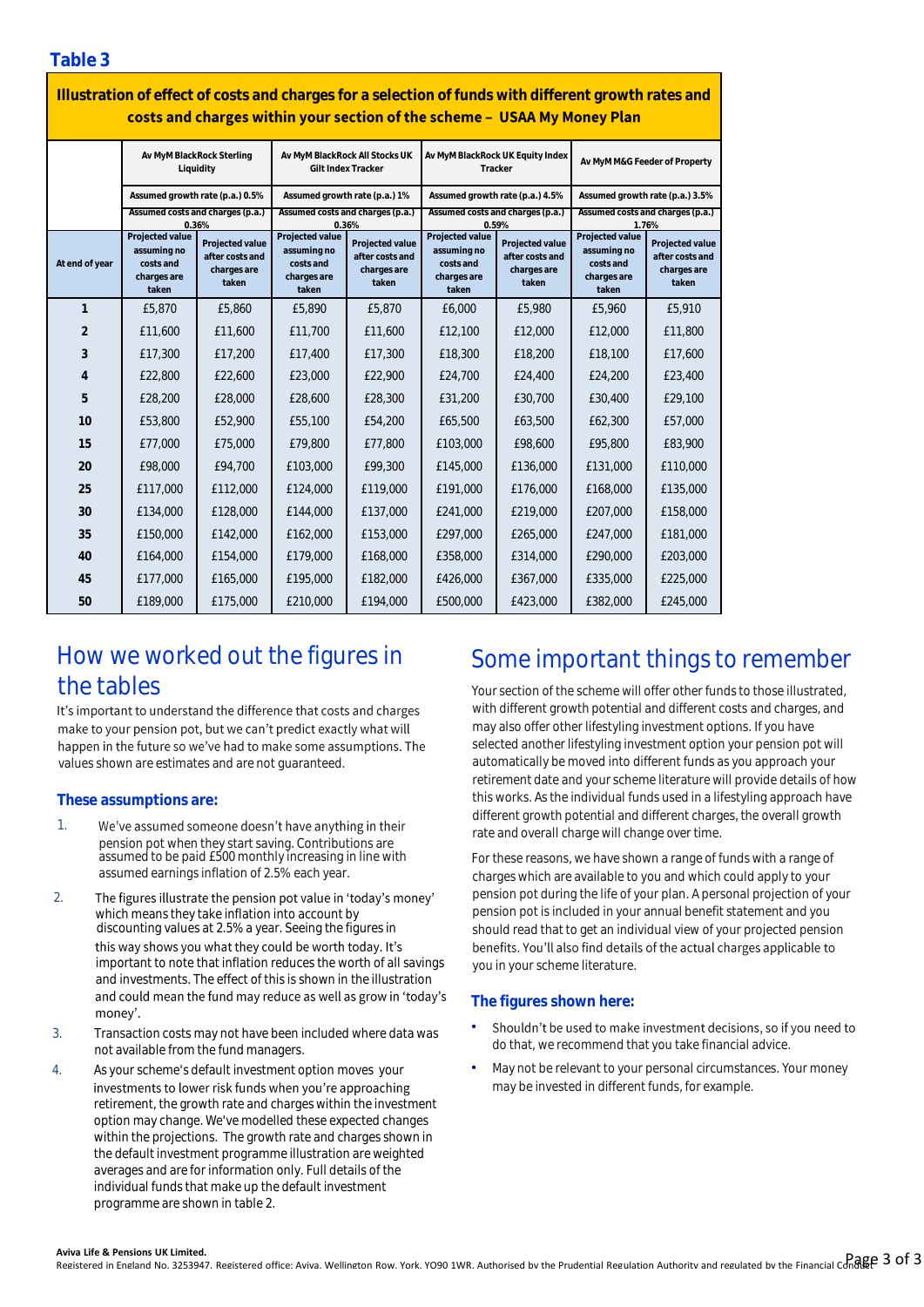## Table 3

| Illustration of effect of costs and charges for a selection of funds with different growth rates and costs and charges within your section of the scheme – USAA My Money Plan | | | | | | | | |
|---|---|---|---|---|---|---|---|---|
| | Av MyM BlackRock Sterling Liquidity | | Av MyM BlackRock All Stocks UK Gilt Index Tracker | | Av MyM BlackRock UK Equity Index Tracker | | Av MyM M&G Feeder of Property | |
| | Assumed growth rate (p.a.) 0.5% | | Assumed growth rate (p.a.) 1% | | Assumed growth rate (p.a.) 4.5% | | Assumed growth rate (p.a.) 3.5% | |
| | Assumed costs and charges (p.a.) 0.36% | | Assumed costs and charges (p.a.) 0.36% | | Assumed costs and charges (p.a.) 0.59% | | Assumed costs and charges (p.a.) 1.76% | |
| At end of year | Projected value assuming no costs and charges are taken | Projected value after costs and charges are taken | Projected value assuming no costs and charges are taken | Projected value after costs and charges are taken | Projected value assuming no costs and charges are taken | Projected value after costs and charges are taken | Projected value assuming no costs and charges are taken | Projected value after costs and charges are taken |
| 1 | £5,870 | £5,860 | £5,890 | £5,870 | £6,000 | £5,980 | £5,960 | £5,910 |
| 2 | £11,600 | £11,600 | £11,700 | £11,600 | £12,100 | £12,000 | £12,000 | £11,800 |
| 3 | £17,300 | £17,200 | £17,400 | £17,300 | £18,300 | £18,200 | £18,100 | £17,600 |
| 4 | £22,800 | £22,600 | £23,000 | £22,900 | £24,700 | £24,400 | £24,200 | £23,400 |
| 5 | £28,200 | £28,000 | £28,600 | £28,300 | £31,200 | £30,700 | £30,400 | £29,100 |
| 10 | £53,800 | £52,900 | £55,100 | £54,200 | £65,500 | £63,500 | £62,300 | £57,000 |
| 15 | £77,000 | £75,000 | £79,800 | £77,800 | £103,000 | £98,600 | £95,800 | £83,900 |
| 20 | £98,000 | £94,700 | £103,000 | £99,300 | £145,000 | £136,000 | £131,000 | £110,000 |
| 25 | £117,000 | £112,000 | £124,000 | £119,000 | £191,000 | £176,000 | £168,000 | £135,000 |
| 30 | £134,000 | £128,000 | £144,000 | £137,000 | £241,000 | £219,000 | £207,000 | £158,000 |
| 35 | £150,000 | £142,000 | £162,000 | £153,000 | £297,000 | £265,000 | £247,000 | £181,000 |
| 40 | £164,000 | £154,000 | £179,000 | £168,000 | £358,000 | £314,000 | £290,000 | £203,000 |
| 45 | £177,000 | £165,000 | £195,000 | £182,000 | £426,000 | £367,000 | £335,000 | £225,000 |
| 50 | £189,000 | £175,000 | £210,000 | £194,000 | £500,000 | £423,000 | £382,000 | £245,000 |

# How we worked out the figures in the tables

It's important to understand the difference that costs and charges make to your pension pot, but we can't predict exactly what will happen in the future so we've had to make some assumptions. The values shown are estimates and are not guaranteed.

### These assumptions are:

1. We've assumed someone doesn't have anything in their pension pot when they start saving. Contributions are assumed to be paid £500 monthly increasing in line with assumed earnings inflation of 2.5% each year.
2. The figures illustrate the pension pot value in 'today's money' which means they take inflation into account by discounting values at 2.5% a year. Seeing the figures in this way shows you what they could be worth today. It's important to note that inflation reduces the worth of all savings and investments. The effect of this is shown in the illustration and could mean the fund may reduce as well as grow in 'today's money'.
3. Transaction costs may not have been included where data was not available from the fund managers.
4. As your scheme's default investment option moves your investments to lower risk funds when you're approaching retirement, the growth rate and charges within the investment option may change. We've modelled these expected changes within the projections. The growth rate and charges shown in the default investment programme illustration are weighted averages and are for information only. Full details of the individual funds that make up the default investment programme are shown in table 2.

# Some important things to remember

Your section of the scheme will offer other funds to those illustrated, with different growth potential and different costs and charges, and may also offer other lifestyling investment options. If you have selected another lifestyling investment option your pension pot will automatically be moved into different funds as you approach your retirement date and your scheme literature will provide details of how this works. As the individual funds used in a lifestyling approach have different growth potential and different charges, the overall growth rate and overall charge will change over time.

For these reasons, we have shown a range of funds with a range of charges which are available to you and which could apply to your pension pot during the life of your plan. A personal projection of your pension pot is included in your annual benefit statement and you should read that to get an individual view of your projected pension benefits. You'll also find details of the actual charges applicable to you in your scheme literature.

### The figures shown here:

- Shouldn't be used to make investment decisions, so if you need to do that, we recommend that you take financial advice.
- May not be relevant to your personal circumstances. Your money may be invested in different funds, for example.

**Aviva Life & Pensions UK Limited.**
Registered in England No. 3253947. Registered office: Aviva, Wellington Row, York, YO90 1WR. Authorised by the Prudential Regulation Authority and regulated by the Financial Conduct